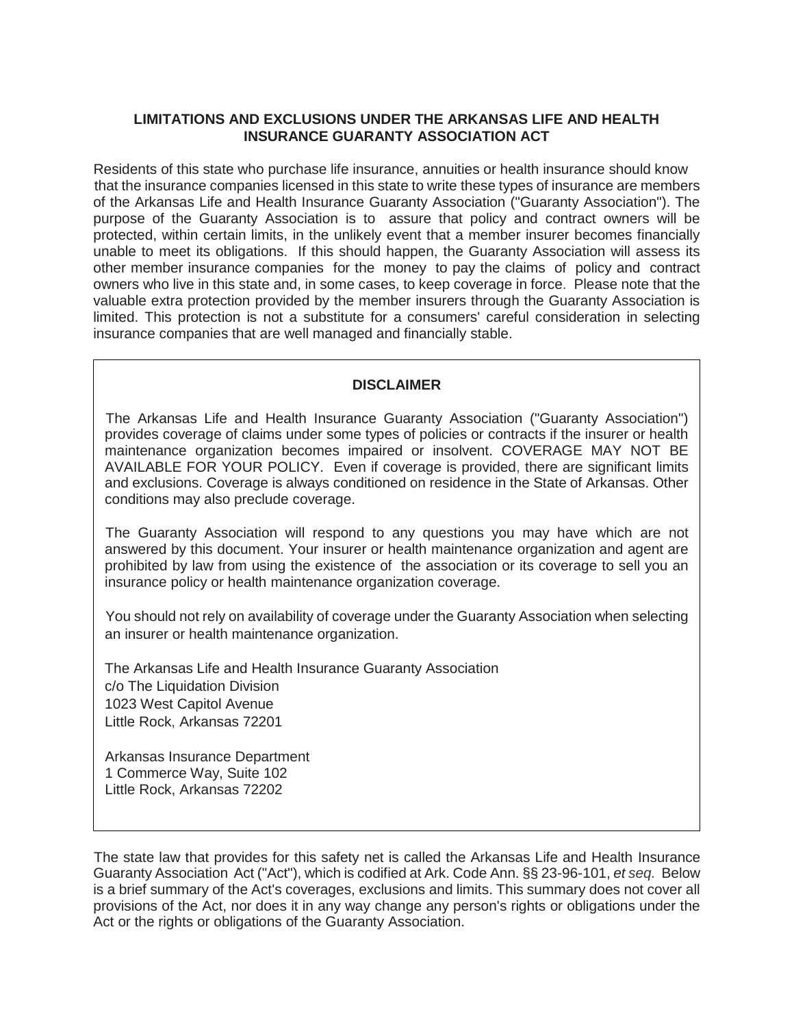## LIMITATIONS AND EXCLUSIONS UNDER THE ARKANSAS LIFE AND HEALTH INSURANCE GUARANTY ASSOCIATION ACT

Residents of this state who purchase life insurance, annuities or health insurance should know that the insurance companies licensed in this state to write these types of insurance are members of the Arkansas Life and Health Insurance Guaranty Association ("Guaranty Association"). The purpose of the Guaranty Association is to assure that policy and contract owners will be protected, within certain limits, in the unlikely event that a member insurer becomes financially unable to meet its obligations. If this should happen, the Guaranty Association will assess its other member insurance companies for the money to pay the claims of policy and contract owners who live in this state and, in some cases, to keep coverage in force. Please note that the valuable extra protection provided by the member insurers through the Guaranty Association is limited. This protection is not a substitute for a consumers' careful consideration in selecting insurance companies that are well managed and financially stable.

### DISCLAIMER

The Arkansas Life and Health Insurance Guaranty Association ("Guaranty Association") provides coverage of claims under some types of policies or contracts if the insurer or health maintenance organization becomes impaired or insolvent. COVERAGE MAY NOT BE AVAILABLE FOR YOUR POLICY. Even if coverage is provided, there are significant limits and exclusions. Coverage is always conditioned on residence in the State of Arkansas. Other conditions may also preclude coverage.

The Guaranty Association will respond to any questions you may have which are not answered by this document. Your insurer or health maintenance organization and agent are prohibited by law from using the existence of the association or its coverage to sell you an insurance policy or health maintenance organization coverage.

You should not rely on availability of coverage under the Guaranty Association when selecting an insurer or health maintenance organization.

The Arkansas Life and Health Insurance Guaranty Association  
c/o The Liquidation Division  
1023 West Capitol Avenue  
Little Rock, Arkansas 72201

Arkansas Insurance Department  
1 Commerce Way, Suite 102  
Little Rock, Arkansas 72202

The state law that provides for this safety net is called the Arkansas Life and Health Insurance Guaranty Association Act ("Act"), which is codified at Ark. Code Ann. §§ 23-96-101, *et seq.* Below is a brief summary of the Act's coverages, exclusions and limits. This summary does not cover all provisions of the Act, nor does it in any way change any person's rights or obligations under the Act or the rights or obligations of the Guaranty Association.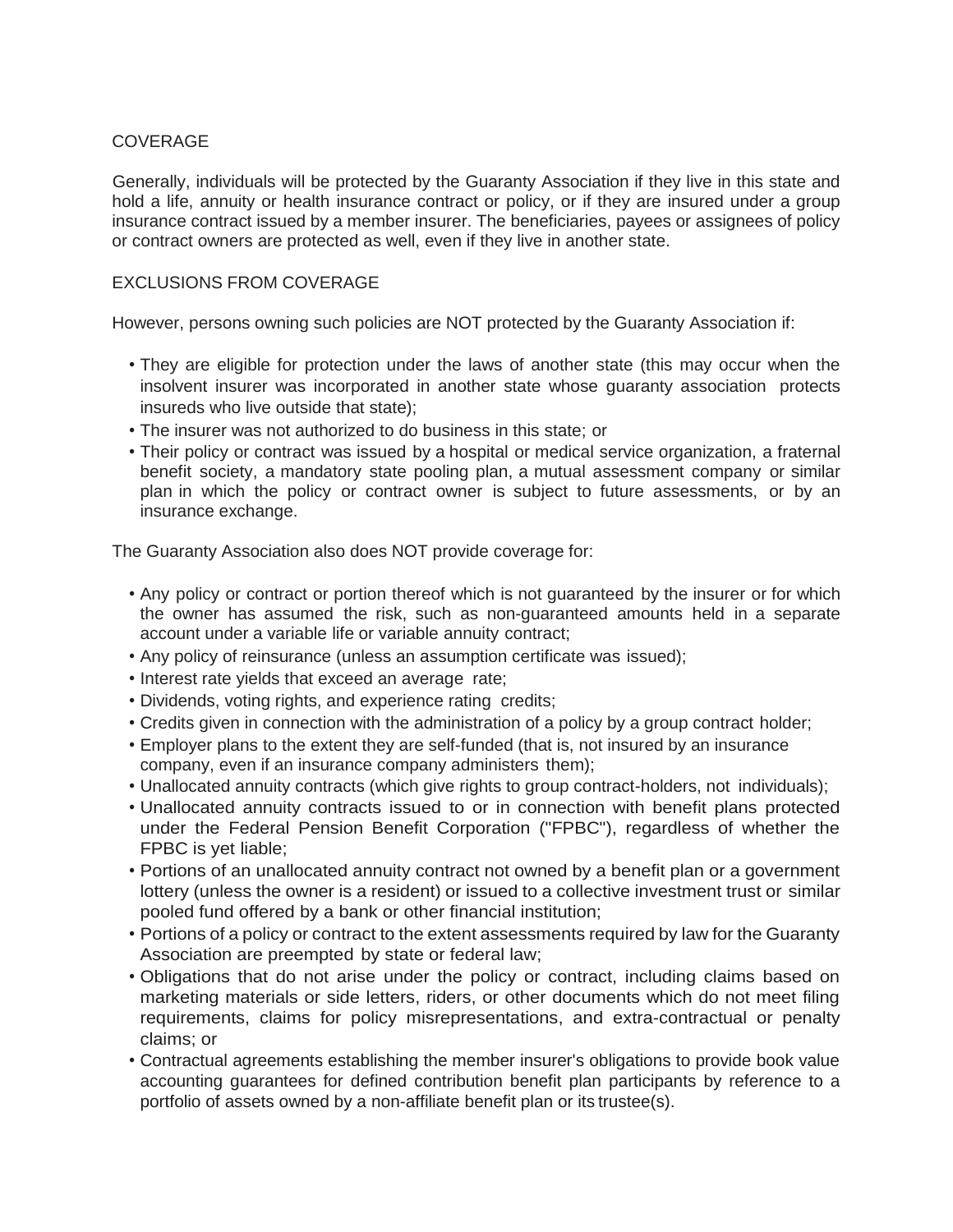## COVERAGE

Generally, individuals will be protected by the Guaranty Association if they live in this state and hold a life, annuity or health insurance contract or policy, or if they are insured under a group insurance contract issued by a member insurer. The beneficiaries, payees or assignees of policy or contract owners are protected as well, even if they live in another state.

## EXCLUSIONS FROM COVERAGE

However, persons owning such policies are NOT protected by the Guaranty Association if:

- They are eligible for protection under the laws of another state (this may occur when the insolvent insurer was incorporated in another state whose guaranty association protects insureds who live outside that state);
- The insurer was not authorized to do business in this state; or
- Their policy or contract was issued by a hospital or medical service organization, a fraternal benefit society, a mandatory state pooling plan, a mutual assessment company or similar plan in which the policy or contract owner is subject to future assessments, or by an insurance exchange.

The Guaranty Association also does NOT provide coverage for:

- Any policy or contract or portion thereof which is not guaranteed by the insurer or for which the owner has assumed the risk, such as non-guaranteed amounts held in a separate account under a variable life or variable annuity contract;
- Any policy of reinsurance (unless an assumption certificate was issued);
- Interest rate yields that exceed an average rate;
- Dividends, voting rights, and experience rating credits;
- Credits given in connection with the administration of a policy by a group contract holder;
- Employer plans to the extent they are self-funded (that is, not insured by an insurance company, even if an insurance company administers them);
- Unallocated annuity contracts (which give rights to group contract-holders, not individuals);
- Unallocated annuity contracts issued to or in connection with benefit plans protected under the Federal Pension Benefit Corporation ("FPBC"), regardless of whether the FPBC is yet liable;
- Portions of an unallocated annuity contract not owned by a benefit plan or a government lottery (unless the owner is a resident) or issued to a collective investment trust or similar pooled fund offered by a bank or other financial institution;
- Portions of a policy or contract to the extent assessments required by law for the Guaranty Association are preempted by state or federal law;
- Obligations that do not arise under the policy or contract, including claims based on marketing materials or side letters, riders, or other documents which do not meet filing requirements, claims for policy misrepresentations, and extra-contractual or penalty claims; or
- Contractual agreements establishing the member insurer's obligations to provide book value accounting guarantees for defined contribution benefit plan participants by reference to a portfolio of assets owned by a non-affiliate benefit plan or its trustee(s).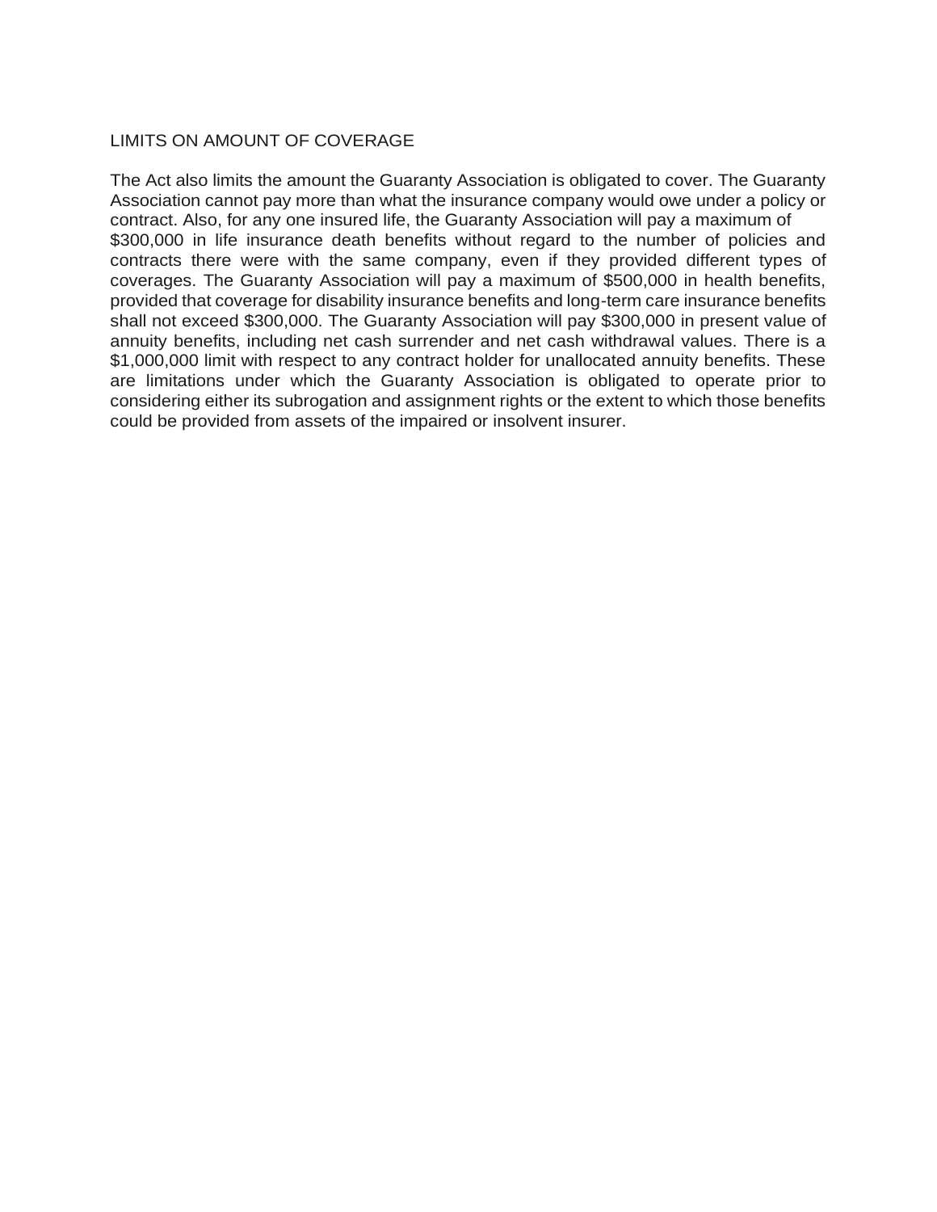## LIMITS ON AMOUNT OF COVERAGE

The Act also limits the amount the Guaranty Association is obligated to cover. The Guaranty Association cannot pay more than what the insurance company would owe under a policy or contract. Also, for any one insured life, the Guaranty Association will pay a maximum of $300,000 in life insurance death benefits without regard to the number of policies and contracts there were with the same company, even if they provided different types of coverages. The Guaranty Association will pay a maximum of $500,000 in health benefits, provided that coverage for disability insurance benefits and long-term care insurance benefits shall not exceed $300,000. The Guaranty Association will pay $300,000 in present value of annuity benefits, including net cash surrender and net cash withdrawal values. There is a $1,000,000 limit with respect to any contract holder for unallocated annuity benefits. These are limitations under which the Guaranty Association is obligated to operate prior to considering either its subrogation and assignment rights or the extent to which those benefits could be provided from assets of the impaired or insolvent insurer.